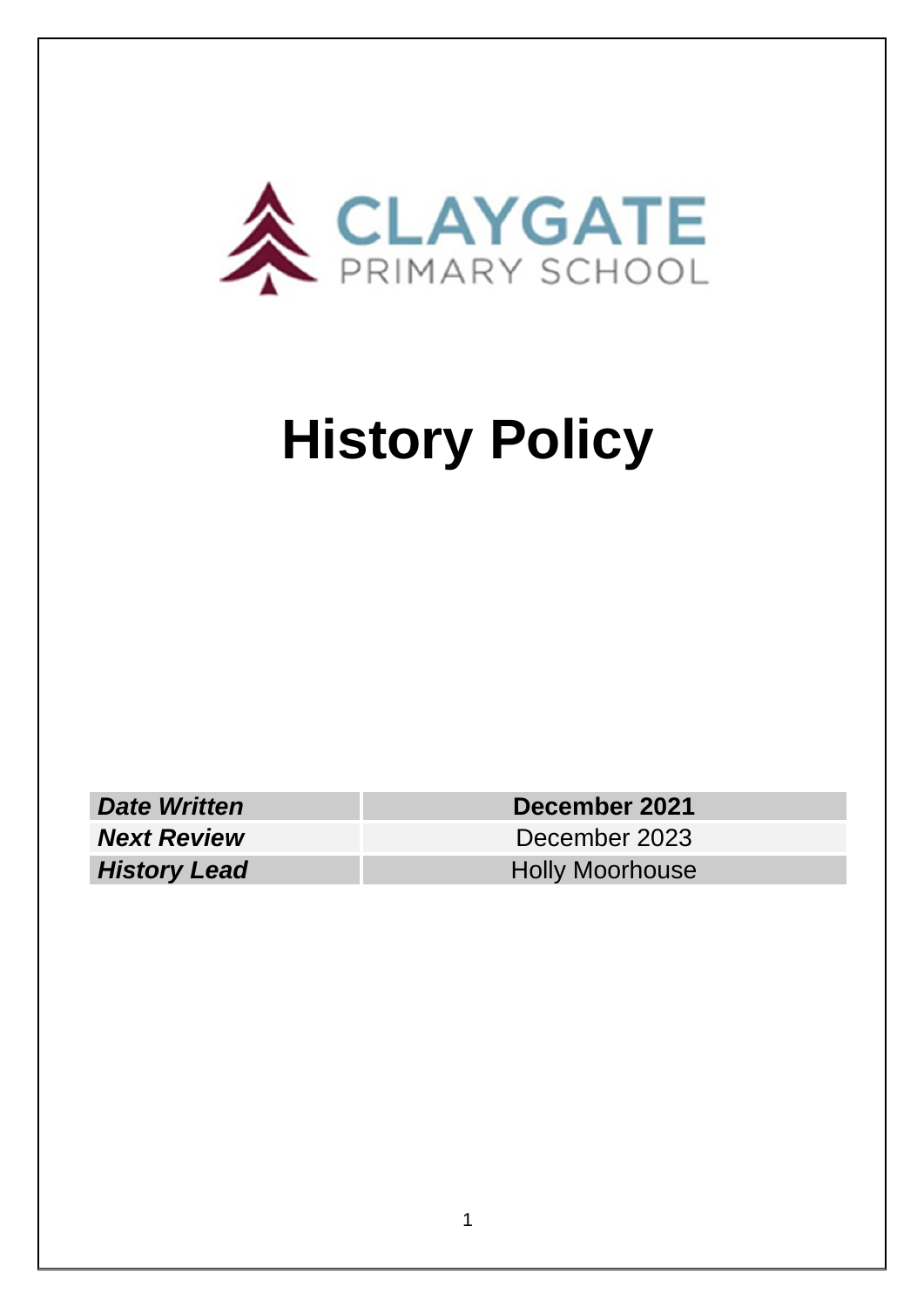CLAYGATE PRIMARY SCHOOL

# History Policy

| *Date Written* | **December 2021** |
|---|---|
| ***Next Review*** | December 2023 |
| ***History Lead*** | Holly Moorhouse |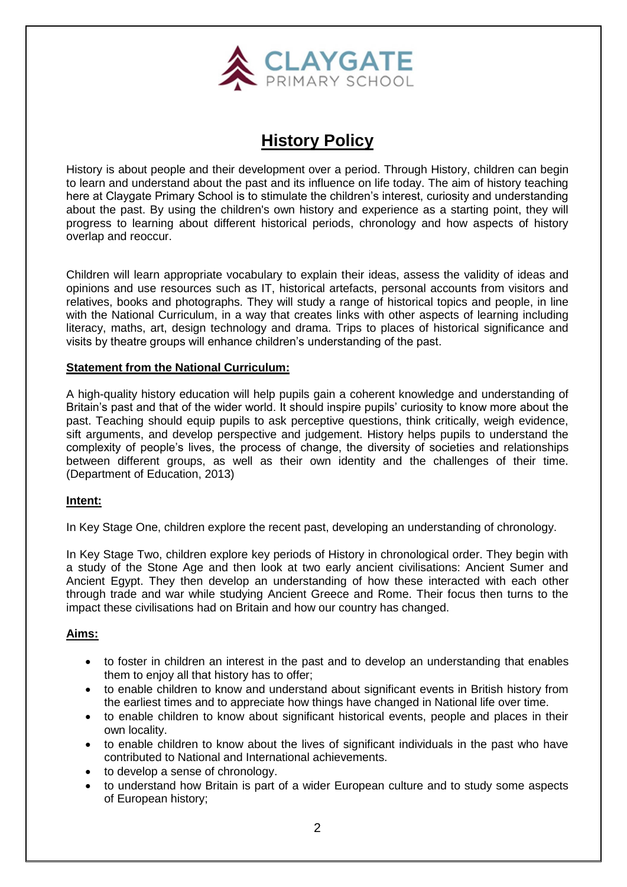**CLAYGATE**
PRIMARY SCHOOL

# History Policy

History is about people and their development over a period. Through History, children can begin to learn and understand about the past and its influence on life today. The aim of history teaching here at Claygate Primary School is to stimulate the children's interest, curiosity and understanding about the past. By using the children's own history and experience as a starting point, they will progress to learning about different historical periods, chronology and how aspects of history overlap and reoccur.

Children will learn appropriate vocabulary to explain their ideas, assess the validity of ideas and opinions and use resources such as IT, historical artefacts, personal accounts from visitors and relatives, books and photographs. They will study a range of historical topics and people, in line with the National Curriculum, in a way that creates links with other aspects of learning including literacy, maths, art, design technology and drama. Trips to places of historical significance and visits by theatre groups will enhance children's understanding of the past.

## Statement from the National Curriculum:

A high-quality history education will help pupils gain a coherent knowledge and understanding of Britain's past and that of the wider world. It should inspire pupils' curiosity to know more about the past. Teaching should equip pupils to ask perceptive questions, think critically, weigh evidence, sift arguments, and develop perspective and judgement. History helps pupils to understand the complexity of people's lives, the process of change, the diversity of societies and relationships between different groups, as well as their own identity and the challenges of their time. (Department of Education, 2013)

## Intent:

In Key Stage One, children explore the recent past, developing an understanding of chronology.

In Key Stage Two, children explore key periods of History in chronological order. They begin with a study of the Stone Age and then look at two early ancient civilisations: Ancient Sumer and Ancient Egypt. They then develop an understanding of how these interacted with each other through trade and war while studying Ancient Greece and Rome. Their focus then turns to the impact these civilisations had on Britain and how our country has changed.

## Aims:

- to foster in children an interest in the past and to develop an understanding that enables them to enjoy all that history has to offer;
- to enable children to know and understand about significant events in British history from the earliest times and to appreciate how things have changed in National life over time.
- to enable children to know about significant historical events, people and places in their own locality.
- to enable children to know about the lives of significant individuals in the past who have contributed to National and International achievements.
- to develop a sense of chronology.
- to understand how Britain is part of a wider European culture and to study some aspects of European history;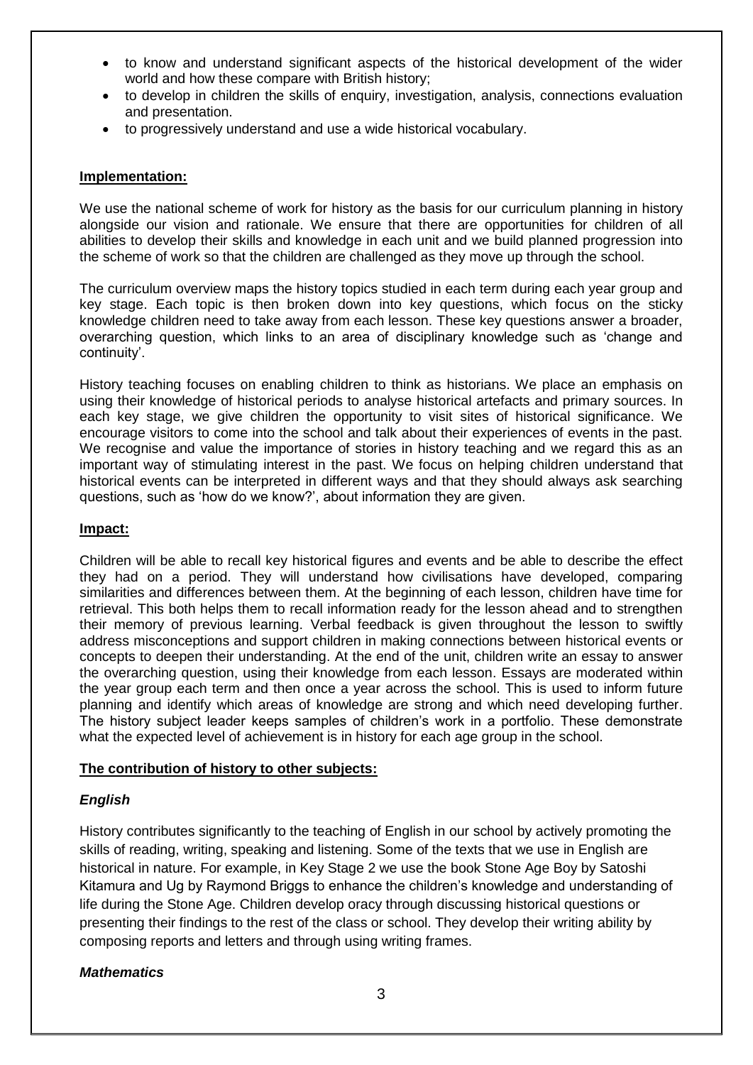- to know and understand significant aspects of the historical development of the wider world and how these compare with British history;
- to develop in children the skills of enquiry, investigation, analysis, connections evaluation and presentation.
- to progressively understand and use a wide historical vocabulary.

## Implementation:

We use the national scheme of work for history as the basis for our curriculum planning in history alongside our vision and rationale. We ensure that there are opportunities for children of all abilities to develop their skills and knowledge in each unit and we build planned progression into the scheme of work so that the children are challenged as they move up through the school.

The curriculum overview maps the history topics studied in each term during each year group and key stage. Each topic is then broken down into key questions, which focus on the sticky knowledge children need to take away from each lesson. These key questions answer a broader, overarching question, which links to an area of disciplinary knowledge such as 'change and continuity'.

History teaching focuses on enabling children to think as historians. We place an emphasis on using their knowledge of historical periods to analyse historical artefacts and primary sources. In each key stage, we give children the opportunity to visit sites of historical significance. We encourage visitors to come into the school and talk about their experiences of events in the past. We recognise and value the importance of stories in history teaching and we regard this as an important way of stimulating interest in the past. We focus on helping children understand that historical events can be interpreted in different ways and that they should always ask searching questions, such as 'how do we know?', about information they are given.

## Impact:

Children will be able to recall key historical figures and events and be able to describe the effect they had on a period. They will understand how civilisations have developed, comparing similarities and differences between them. At the beginning of each lesson, children have time for retrieval. This both helps them to recall information ready for the lesson ahead and to strengthen their memory of previous learning. Verbal feedback is given throughout the lesson to swiftly address misconceptions and support children in making connections between historical events or concepts to deepen their understanding. At the end of the unit, children write an essay to answer the overarching question, using their knowledge from each lesson. Essays are moderated within the year group each term and then once a year across the school. This is used to inform future planning and identify which areas of knowledge are strong and which need developing further. The history subject leader keeps samples of children's work in a portfolio. These demonstrate what the expected level of achievement is in history for each age group in the school.

## The contribution of history to other subjects:

### *English*

History contributes significantly to the teaching of English in our school by actively promoting the skills of reading, writing, speaking and listening. Some of the texts that we use in English are historical in nature. For example, in Key Stage 2 we use the book Stone Age Boy by Satoshi Kitamura and Ug by Raymond Briggs to enhance the children's knowledge and understanding of life during the Stone Age. Children develop oracy through discussing historical questions or presenting their findings to the rest of the class or school. They develop their writing ability by composing reports and letters and through using writing frames.

### *Mathematics*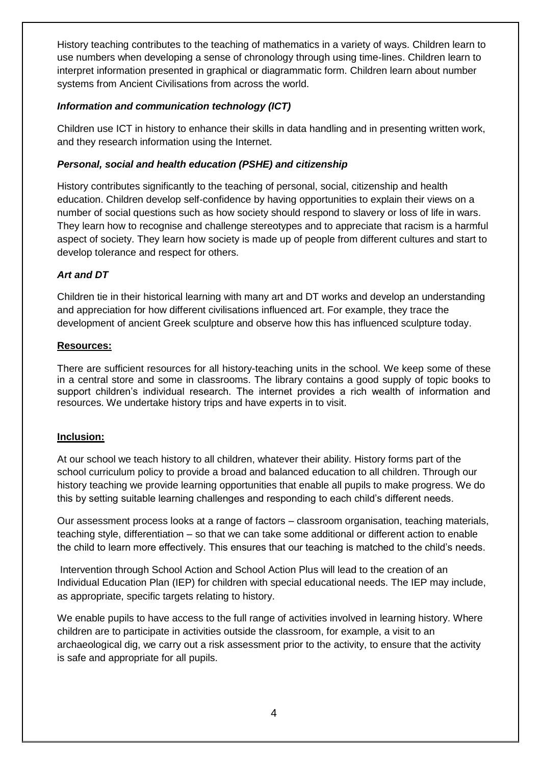History teaching contributes to the teaching of mathematics in a variety of ways. Children learn to use numbers when developing a sense of chronology through using time-lines. Children learn to interpret information presented in graphical or diagrammatic form. Children learn about number systems from Ancient Civilisations from across the world.

### *Information and communication technology (ICT)*

Children use ICT in history to enhance their skills in data handling and in presenting written work, and they research information using the Internet.

### *Personal, social and health education (PSHE) and citizenship*

History contributes significantly to the teaching of personal, social, citizenship and health education. Children develop self-confidence by having opportunities to explain their views on a number of social questions such as how society should respond to slavery or loss of life in wars. They learn how to recognise and challenge stereotypes and to appreciate that racism is a harmful aspect of society. They learn how society is made up of people from different cultures and start to develop tolerance and respect for others.

### *Art and DT*

Children tie in their historical learning with many art and DT works and develop an understanding and appreciation for how different civilisations influenced art. For example, they trace the development of ancient Greek sculpture and observe how this has influenced sculpture today.

## Resources:

There are sufficient resources for all history-teaching units in the school. We keep some of these in a central store and some in classrooms. The library contains a good supply of topic books to support children's individual research. The internet provides a rich wealth of information and resources. We undertake history trips and have experts in to visit.

## Inclusion:

At our school we teach history to all children, whatever their ability. History forms part of the school curriculum policy to provide a broad and balanced education to all children. Through our history teaching we provide learning opportunities that enable all pupils to make progress. We do this by setting suitable learning challenges and responding to each child's different needs.

Our assessment process looks at a range of factors – classroom organisation, teaching materials, teaching style, differentiation – so that we can take some additional or different action to enable the child to learn more effectively. This ensures that our teaching is matched to the child's needs.

Intervention through School Action and School Action Plus will lead to the creation of an Individual Education Plan (IEP) for children with special educational needs. The IEP may include, as appropriate, specific targets relating to history.

We enable pupils to have access to the full range of activities involved in learning history. Where children are to participate in activities outside the classroom, for example, a visit to an archaeological dig, we carry out a risk assessment prior to the activity, to ensure that the activity is safe and appropriate for all pupils.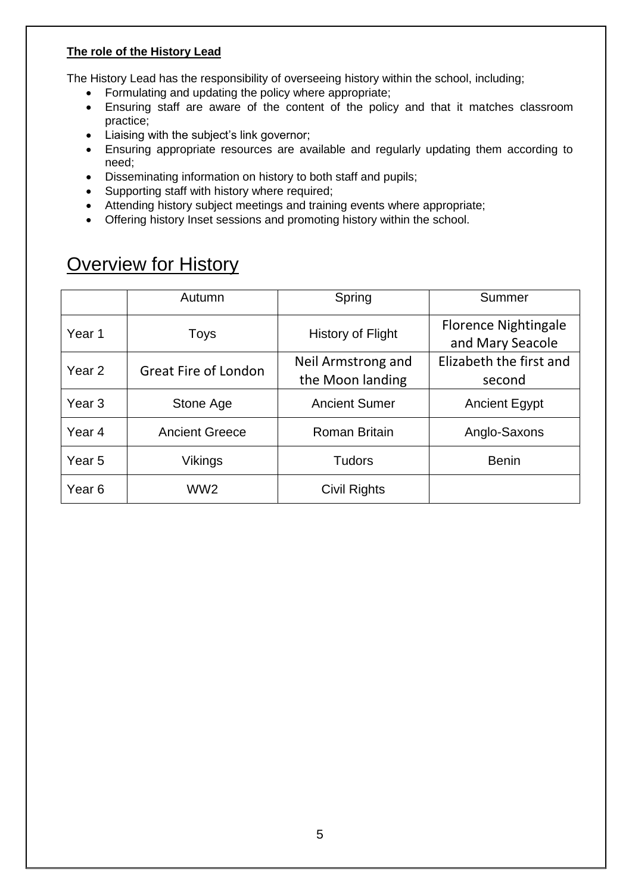**The role of the History Lead**

The History Lead has the responsibility of overseeing history within the school, including;

- Formulating and updating the policy where appropriate;
- Ensuring staff are aware of the content of the policy and that it matches classroom practice;
- Liaising with the subject's link governor;
- Ensuring appropriate resources are available and regularly updating them according to need;
- Disseminating information on history to both staff and pupils;
- Supporting staff with history where required;
- Attending history subject meetings and training events where appropriate;
- Offering history Inset sessions and promoting history within the school.

# Overview for History

| | Autumn | Spring | Summer |
| --- | --- | --- | --- |
| Year 1 | Toys | History of Flight | Florence Nightingale and Mary Seacole |
| Year 2 | Great Fire of London | Neil Armstrong and the Moon landing | Elizabeth the first and second |
| Year 3 | Stone Age | Ancient Sumer | Ancient Egypt |
| Year 4 | Ancient Greece | Roman Britain | Anglo-Saxons |
| Year 5 | Vikings | Tudors | Benin |
| Year 6 | WW2 | Civil Rights | |